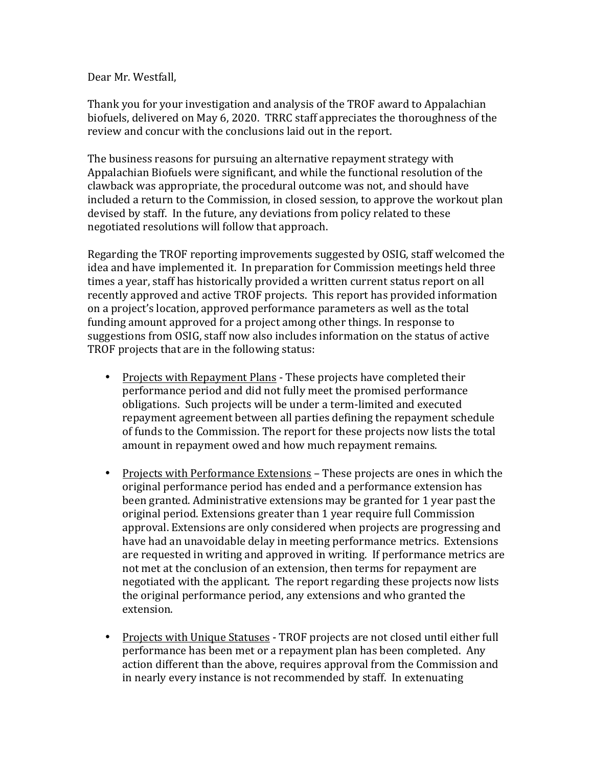Dear Mr. Westfall,

Thank you for your investigation and analysis of the TROF award to Appalachian biofuels, delivered on May 6, 2020. TRRC staff appreciates the thoroughness of the review and concur with the conclusions laid out in the report.

The business reasons for pursuing an alternative repayment strategy with Appalachian Biofuels were significant, and while the functional resolution of the clawback was appropriate, the procedural outcome was not, and should have included a return to the Commission, in closed session, to approve the workout plan devised by staff. In the future, any deviations from policy related to these negotiated resolutions will follow that approach.

Regarding the TROF reporting improvements suggested by OSIG, staff welcomed the idea and have implemented it. In preparation for Commission meetings held three times a year, staff has historically provided a written current status report on all recently approved and active TROF projects. This report has provided information on a project's location, approved performance parameters as well as the total funding amount approved for a project among other things. In response to suggestions from OSIG, staff now also includes information on the status of active TROF projects that are in the following status:

- <u>Projects with Repayment Plans</u> - These projects have completed their performance period and did not fully meet the promised performance obligations. Such projects will be under a term-limited and executed repayment agreement between all parties defining the repayment schedule of funds to the Commission. The report for these projects now lists the total amount in repayment owed and how much repayment remains.

- <u>Projects with Performance Extensions</u> – These projects are ones in which the original performance period has ended and a performance extension has been granted. Administrative extensions may be granted for 1 year past the original period. Extensions greater than 1 year require full Commission approval. Extensions are only considered when projects are progressing and have had an unavoidable delay in meeting performance metrics. Extensions are requested in writing and approved in writing. If performance metrics are not met at the conclusion of an extension, then terms for repayment are negotiated with the applicant. The report regarding these projects now lists the original performance period, any extensions and who granted the extension.

- <u>Projects with Unique Statuses</u> - TROF projects are not closed until either full performance has been met or a repayment plan has been completed. Any action different than the above, requires approval from the Commission and in nearly every instance is not recommended by staff. In extenuating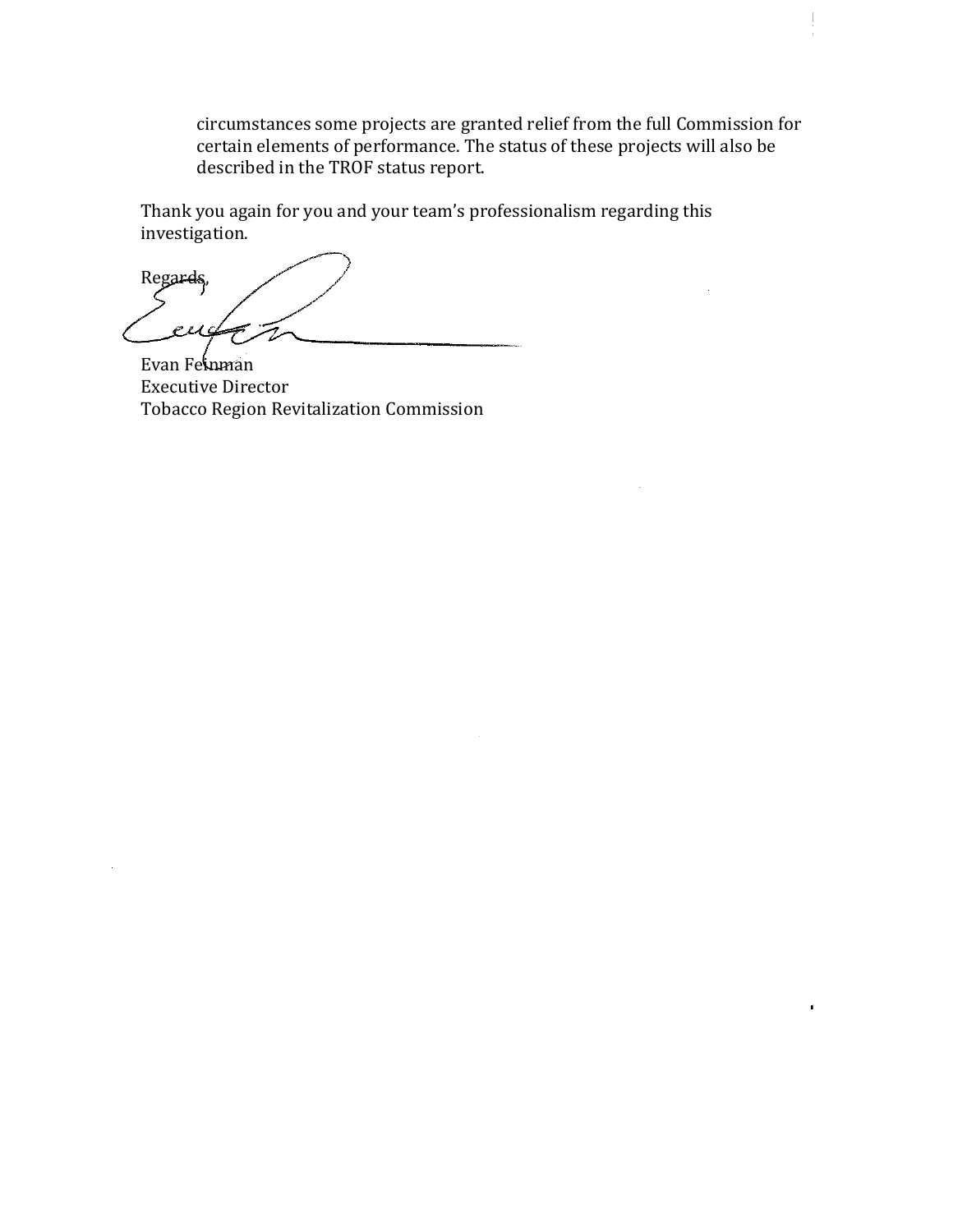circumstances some projects are granted relief from the full Commission for certain elements of performance. The status of these projects will also be described in the TROF status report.

Thank you again for you and your team's professionalism regarding this investigation.

Regards,

Evan Feinman
Executive Director
Tobacco Region Revitalization Commission